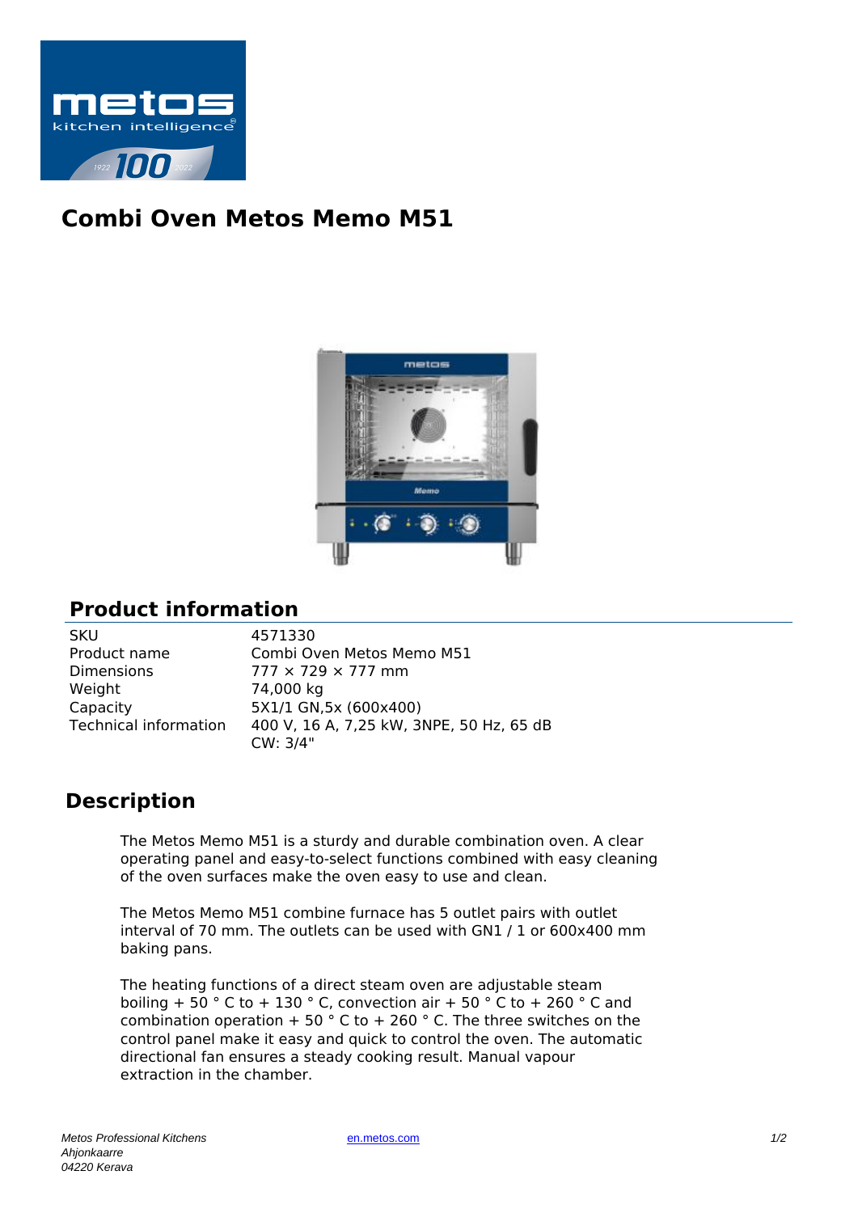# Combi Oven Metos Memo M51

## Product information

| | |
|---|---|
| SKU | 4571330 |
| Product name | Combi Oven Metos Memo M51 |
| Dimensions | 777 × 729 × 777 mm |
| Weight | 74,000 kg |
| Capacity | 5X1/1 GN,5x (600x400) |
| Technical information | 400 V, 16 A, 7,25 kW, 3NPE, 50 Hz, 65 dB<br>CW: 3/4" |

## Description

The Metos Memo M51 is a sturdy and durable combination oven. A clear operating panel and easy-to-select functions combined with easy cleaning of the oven surfaces make the oven easy to use and clean.

The Metos Memo M51 combine furnace has 5 outlet pairs with outlet interval of 70 mm. The outlets can be used with GN1 / 1 or 600x400 mm baking pans.

The heating functions of a direct steam oven are adjustable steam boiling + 50 ° C to + 130 ° C, convection air + 50 ° C to + 260 ° C and combination operation + 50 ° C to + 260 ° C. The three switches on the control panel make it easy and quick to control the oven. The automatic directional fan ensures a steady cooking result. Manual vapour extraction in the chamber.

*Metos Professional Kitchens*
*Ahjonkaarre*
*04220 Kerava*

en.metos.com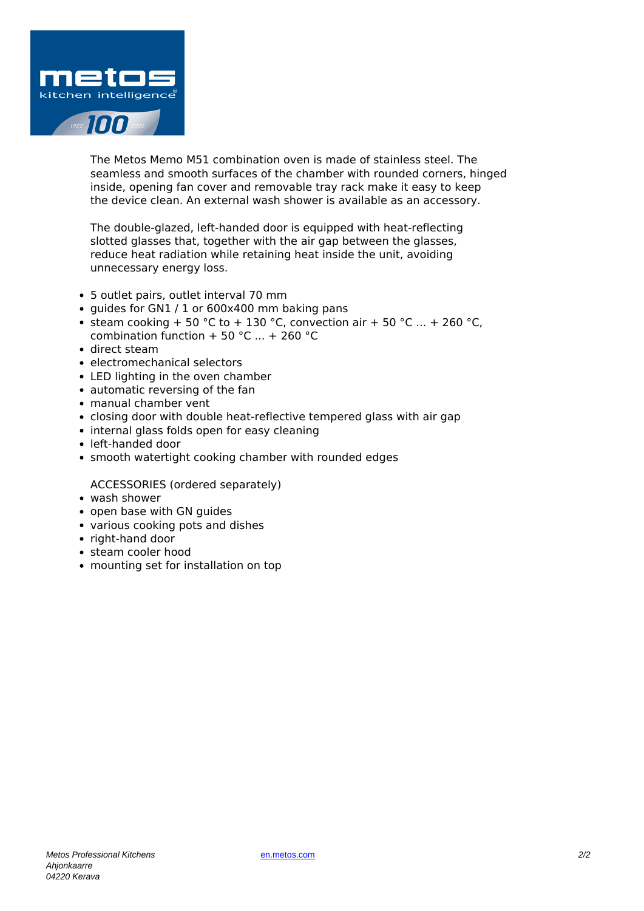The Metos Memo M51 combination oven is made of stainless steel. The seamless and smooth surfaces of the chamber with rounded corners, hinged inside, opening fan cover and removable tray rack make it easy to keep the device clean. An external wash shower is available as an accessory.

The double-glazed, left-handed door is equipped with heat-reflecting slotted glasses that, together with the air gap between the glasses, reduce heat radiation while retaining heat inside the unit, avoiding unnecessary energy loss.

- 5 outlet pairs, outlet interval 70 mm
- guides for GN1 / 1 or 600x400 mm baking pans
- steam cooking + 50 °C to + 130 °C, convection air + 50 °C ... + 260 °C, combination function + 50 °C ... + 260 °C
- direct steam
- electromechanical selectors
- LED lighting in the oven chamber
- automatic reversing of the fan
- manual chamber vent
- closing door with double heat-reflective tempered glass with air gap
- internal glass folds open for easy cleaning
- left-handed door
- smooth watertight cooking chamber with rounded edges

ACCESSORIES (ordered separately)

- wash shower
- open base with GN guides
- various cooking pots and dishes
- right-hand door
- steam cooler hood
- mounting set for installation on top

*Metos Professional Kitchens*
*Ahjonkaarre*
*04220 Kerava*

en.metos.com